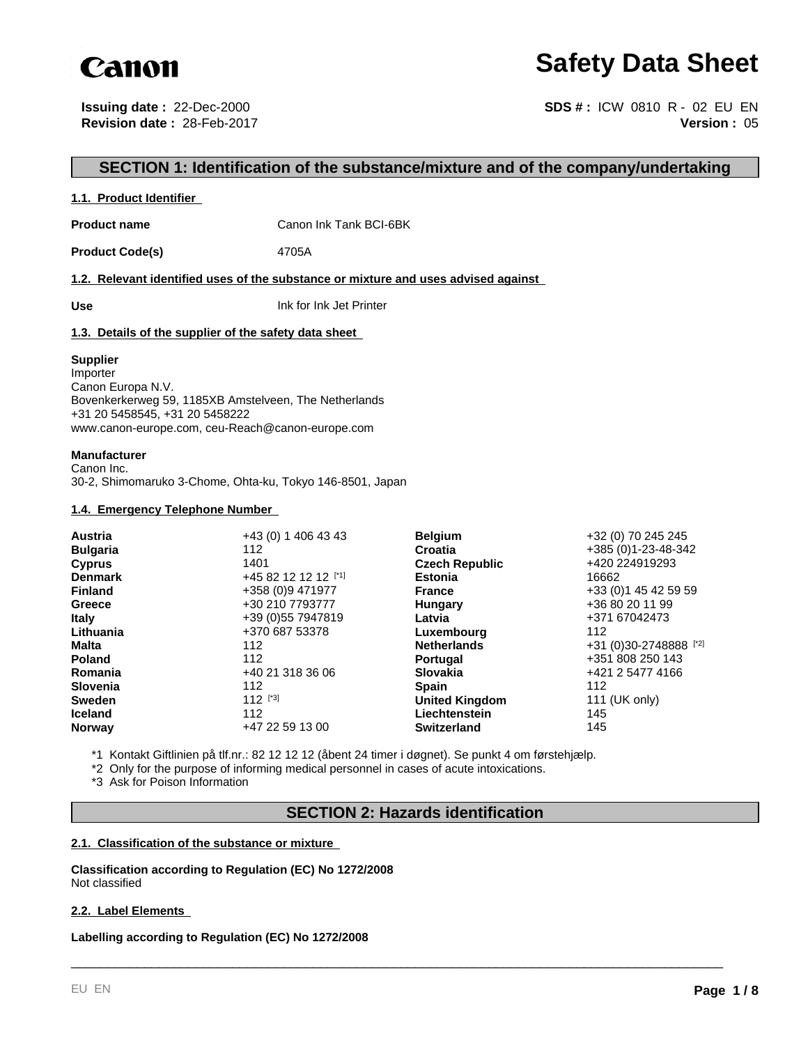**Canon**

# Safety Data Sheet

**Issuing date :** 22-Dec-2000
**Revision date :** 28-Feb-2017

**SDS # :** ICW 0810 R - 02 EU EN
**Version :** 05

## SECTION 1: Identification of the substance/mixture and of the company/undertaking

### 1.1. Product Identifier

**Product name** Canon Ink Tank BCI-6BK

**Product Code(s)** 4705A

### 1.2. Relevant identified uses of the substance or mixture and uses advised against

**Use** Ink for Ink Jet Printer

### 1.3. Details of the supplier of the safety data sheet

**Supplier**
Importer
Canon Europa N.V.
Bovenkerkerweg 59, 1185XB Amstelveen, The Netherlands
+31 20 5458545, +31 20 5458222
www.canon-europe.com, ceu-Reach@canon-europe.com

**Manufacturer**
Canon Inc.
30-2, Shimomaruko 3-Chome, Ohta-ku, Tokyo 146-8501, Japan

### 1.4. Emergency Telephone Number

| | | | |
|---|---|---|---|
| **Austria** | +43 (0) 1 406 43 43 | **Belgium** | +32 (0) 70 245 245 |
| **Bulgaria** | 112 | **Croatia** | +385 (0)1-23-48-342 |
| **Cyprus** | 1401 | **Czech Republic** | +420 224919293 |
| **Denmark** | +45 82 12 12 12 [*1] | **Estonia** | 16662 |
| **Finland** | +358 (0)9 471977 | **France** | +33 (0)1 45 42 59 59 |
| **Greece** | +30 210 7793777 | **Hungary** | +36 80 20 11 99 |
| **Italy** | +39 (0)55 7947819 | **Latvia** | +371 67042473 |
| **Lithuania** | +370 687 53378 | **Luxembourg** | 112 |
| **Malta** | 112 | **Netherlands** | +31 (0)30-2748888 [*2] |
| **Poland** | 112 | **Portugal** | +351 808 250 143 |
| **Romania** | +40 21 318 36 06 | **Slovakia** | +421 2 5477 4166 |
| **Slovenia** | 112 | **Spain** | 112 |
| **Sweden** | 112 [*3] | **United Kingdom** | 111 (UK only) |
| **Iceland** | 112 | **Liechtenstein** | 145 |
| **Norway** | +47 22 59 13 00 | **Switzerland** | 145 |

*1 Kontakt Giftlinien på tlf.nr.: 82 12 12 12 (åbent 24 timer i døgnet). Se punkt 4 om førstehjælp.
*2 Only for the purpose of informing medical personnel in cases of acute intoxications.
*3 Ask for Poison Information

## SECTION 2: Hazards identification

### 2.1. Classification of the substance or mixture

**Classification according to Regulation (EC) No 1272/2008**
Not classified

### 2.2. Label Elements

**Labelling according to Regulation (EC) No 1272/2008**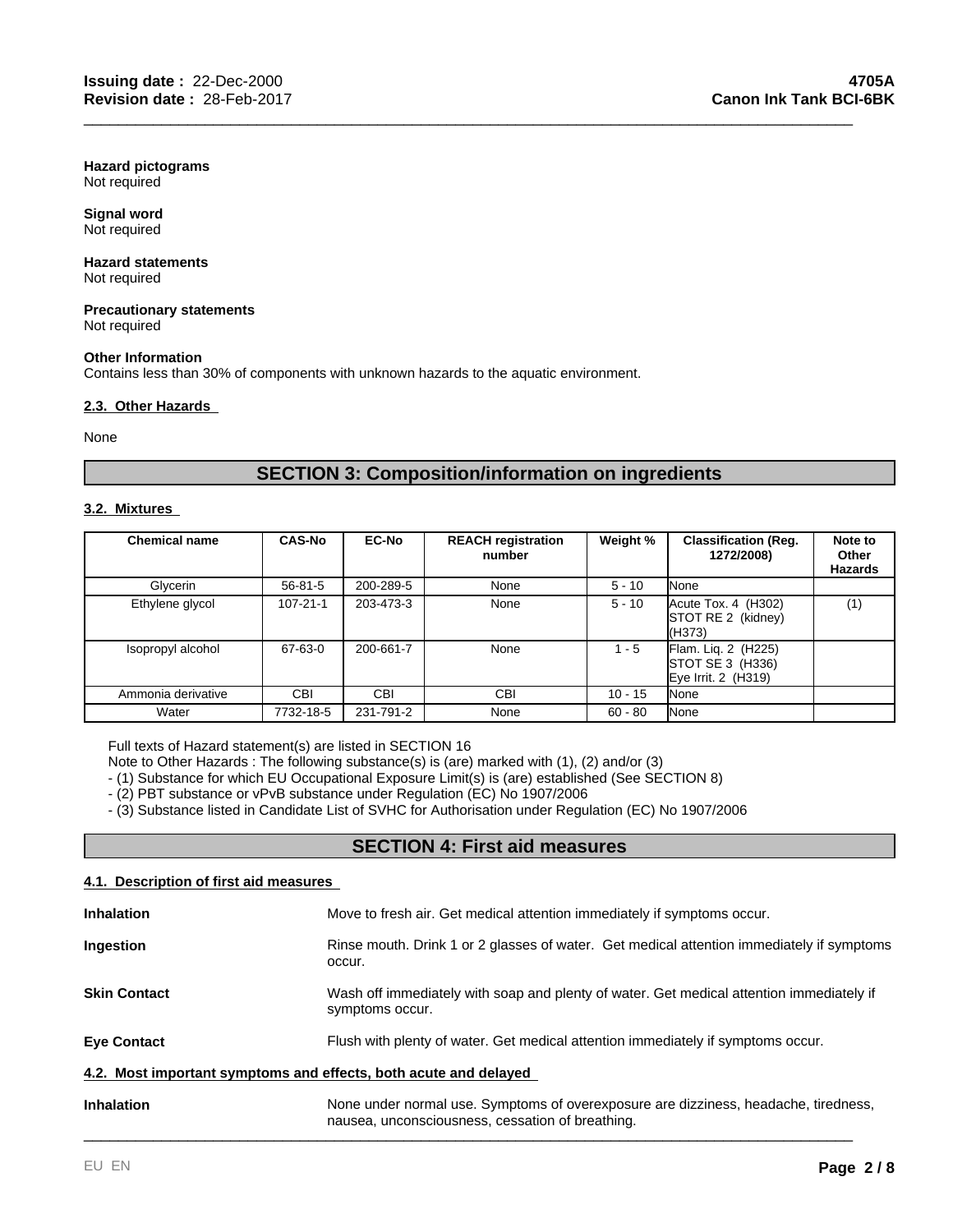**Hazard pictograms**
Not required

**Signal word**
Not required

**Hazard statements**
Not required

**Precautionary statements**
Not required

**Other Information**
Contains less than 30% of components with unknown hazards to the aquatic environment.

### 2.3. Other Hazards

None

## SECTION 3: Composition/information on ingredients

### 3.2. Mixtures

| Chemical name | CAS-No | EC-No | REACH registration number | Weight % | Classification (Reg. 1272/2008) | Note to Other Hazards |
|---|---|---|---|---|---|---|
| Glycerin | 56-81-5 | 200-289-5 | None | 5 - 10 | None | |
| Ethylene glycol | 107-21-1 | 203-473-3 | None | 5 - 10 | Acute Tox. 4 (H302) STOT RE 2 (kidney) (H373) | (1) |
| Isopropyl alcohol | 67-63-0 | 200-661-7 | None | 1 - 5 | Flam. Liq. 2 (H225) STOT SE 3 (H336) Eye Irrit. 2 (H319) | |
| Ammonia derivative | CBI | CBI | CBI | 10 - 15 | None | |
| Water | 7732-18-5 | 231-791-2 | None | 60 - 80 | None | |

Full texts of Hazard statement(s) are listed in SECTION 16
Note to Other Hazards : The following substance(s) is (are) marked with (1), (2) and/or (3)
- (1) Substance for which EU Occupational Exposure Limit(s) is (are) established (See SECTION 8)
- (2) PBT substance or vPvB substance under Regulation (EC) No 1907/2006
- (3) Substance listed in Candidate List of SVHC for Authorisation under Regulation (EC) No 1907/2006

## SECTION 4: First aid measures

### 4.1. Description of first aid measures

**Inhalation**
Move to fresh air. Get medical attention immediately if symptoms occur.

**Ingestion**
Rinse mouth. Drink 1 or 2 glasses of water. Get medical attention immediately if symptoms occur.

**Skin Contact**
Wash off immediately with soap and plenty of water. Get medical attention immediately if symptoms occur.

**Eye Contact**
Flush with plenty of water. Get medical attention immediately if symptoms occur.

### 4.2. Most important symptoms and effects, both acute and delayed

**Inhalation**
None under normal use. Symptoms of overexposure are dizziness, headache, tiredness, nausea, unconsciousness, cessation of breathing.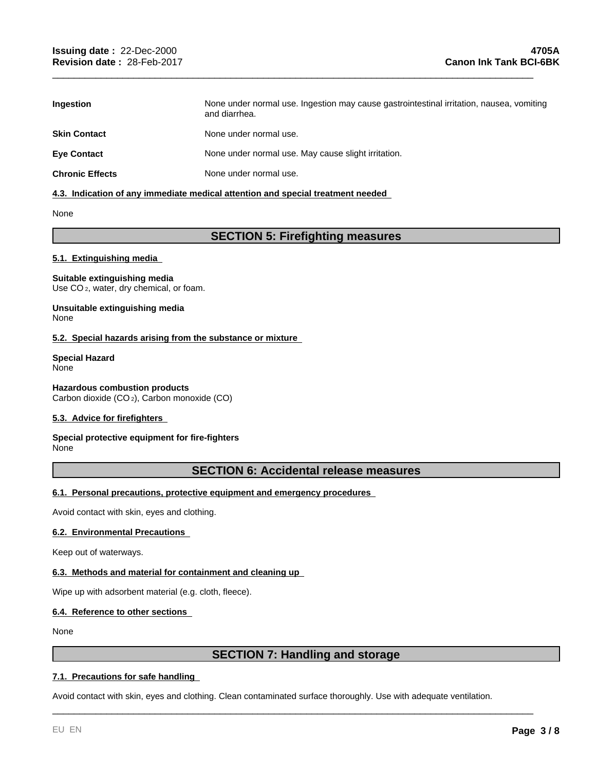| | |
|---|---|
| **Ingestion** | None under normal use. Ingestion may cause gastrointestinal irritation, nausea, vomiting and diarrhea. |
| **Skin Contact** | None under normal use. |
| **Eye Contact** | None under normal use. May cause slight irritation. |
| **Chronic Effects** | None under normal use. |

**4.3. Indication of any immediate medical attention and special treatment needed**

None

## SECTION 5: Firefighting measures

**5.1. Extinguishing media**

**Suitable extinguishing media**
Use $CO_2$, water, dry chemical, or foam.

**Unsuitable extinguishing media**
None

**5.2. Special hazards arising from the substance or mixture**

**Special Hazard**
None

**Hazardous combustion products**
Carbon dioxide ($CO_2$), Carbon monoxide (CO)

**5.3. Advice for firefighters**

**Special protective equipment for fire-fighters**
None

## SECTION 6: Accidental release measures

**6.1. Personal precautions, protective equipment and emergency procedures**

Avoid contact with skin, eyes and clothing.

**6.2. Environmental Precautions**

Keep out of waterways.

**6.3. Methods and material for containment and cleaning up**

Wipe up with adsorbent material (e.g. cloth, fleece).

**6.4. Reference to other sections**

None

## SECTION 7: Handling and storage

**7.1. Precautions for safe handling**

Avoid contact with skin, eyes and clothing. Clean contaminated surface thoroughly. Use with adequate ventilation.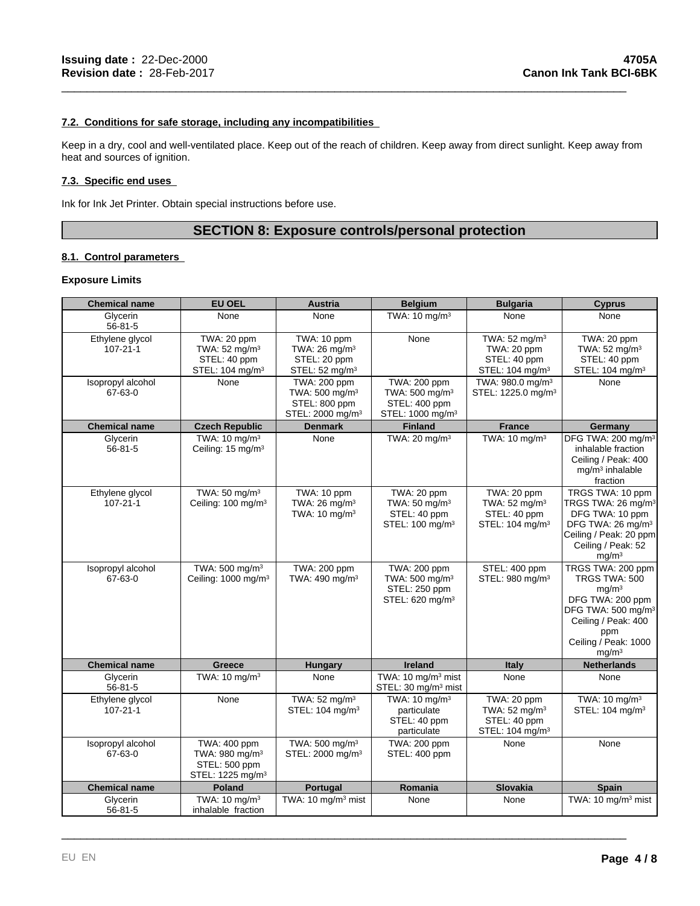### 7.2. Conditions for safe storage, including any incompatibilities

Keep in a dry, cool and well-ventilated place. Keep out of the reach of children. Keep away from direct sunlight. Keep away from heat and sources of ignition.

### 7.3. Specific end uses

Ink for Ink Jet Printer. Obtain special instructions before use.

## SECTION 8: Exposure controls/personal protection

### 8.1. Control parameters

**Exposure Limits**

| Chemical name | EU OEL | Austria | Belgium | Bulgaria | Cyprus |
|---|---|---|---|---|---|
| Glycerin 56-81-5 | None | None | TWA: 10 mg/m³ | None | None |
| Ethylene glycol 107-21-1 | TWA: 20 ppm TWA: 52 mg/m³ STEL: 40 ppm STEL: 104 mg/m³ | TWA: 10 ppm TWA: 26 mg/m³ STEL: 20 ppm STEL: 52 mg/m³ | None | TWA: 52 mg/m³ TWA: 20 ppm STEL: 40 ppm STEL: 104 mg/m³ | TWA: 20 ppm TWA: 52 mg/m³ STEL: 40 ppm STEL: 104 mg/m³ |
| Isopropyl alcohol 67-63-0 | None | TWA: 200 ppm TWA: 500 mg/m³ STEL: 800 ppm STEL: 2000 mg/m³ | TWA: 200 ppm TWA: 500 mg/m³ STEL: 400 ppm STEL: 1000 mg/m³ | TWA: 980.0 mg/m³ STEL: 1225.0 mg/m³ | None |
| **Chemical name** | **Czech Republic** | **Denmark** | **Finland** | **France** | **Germany** |
| Glycerin 56-81-5 | TWA: 10 mg/m³ Ceiling: 15 mg/m³ | None | TWA: 20 mg/m³ | TWA: 10 mg/m³ | DFG TWA: 200 mg/m³ inhalable fraction Ceiling / Peak: 400 mg/m³ inhalable fraction |
| Ethylene glycol 107-21-1 | TWA: 50 mg/m³ Ceiling: 100 mg/m³ | TWA: 10 ppm TWA: 26 mg/m³ TWA: 10 mg/m³ | TWA: 20 ppm TWA: 50 mg/m³ STEL: 40 ppm STEL: 100 mg/m³ | TWA: 20 ppm TWA: 52 mg/m³ STEL: 40 ppm STEL: 104 mg/m³ | TRGS TWA: 10 ppm TRGS TWA: 26 mg/m³ DFG TWA: 10 ppm DFG TWA: 26 mg/m³ Ceiling / Peak: 20 ppm Ceiling / Peak: 52 mg/m³ |
| Isopropyl alcohol 67-63-0 | TWA: 500 mg/m³ Ceiling: 1000 mg/m³ | TWA: 200 ppm TWA: 490 mg/m³ | TWA: 200 ppm TWA: 500 mg/m³ STEL: 250 ppm STEL: 620 mg/m³ | STEL: 400 ppm STEL: 980 mg/m³ | TRGS TWA: 200 ppm TRGS TWA: 500 mg/m³ DFG TWA: 200 ppm DFG TWA: 500 mg/m³ Ceiling / Peak: 400 ppm Ceiling / Peak: 1000 mg/m³ |
| **Chemical name** | **Greece** | **Hungary** | **Ireland** | **Italy** | **Netherlands** |
| Glycerin 56-81-5 | TWA: 10 mg/m³ | None | TWA: 10 mg/m³ mist STEL: 30 mg/m³ mist | None | None |
| Ethylene glycol 107-21-1 | None | TWA: 52 mg/m³ STEL: 104 mg/m³ | TWA: 10 mg/m³ particulate STEL: 40 ppm particulate | TWA: 20 ppm TWA: 52 mg/m³ STEL: 40 ppm STEL: 104 mg/m³ | TWA: 10 mg/m³ STEL: 104 mg/m³ |
| Isopropyl alcohol 67-63-0 | TWA: 400 ppm TWA: 980 mg/m³ STEL: 500 ppm STEL: 1225 mg/m³ | TWA: 500 mg/m³ STEL: 2000 mg/m³ | TWA: 200 ppm STEL: 400 ppm | None | None |
| **Chemical name** | **Poland** | **Portugal** | **Romania** | **Slovakia** | **Spain** |
| Glycerin 56-81-5 | TWA: 10 mg/m³ inhalable fraction | TWA: 10 mg/m³ mist | None | None | TWA: 10 mg/m³ mist |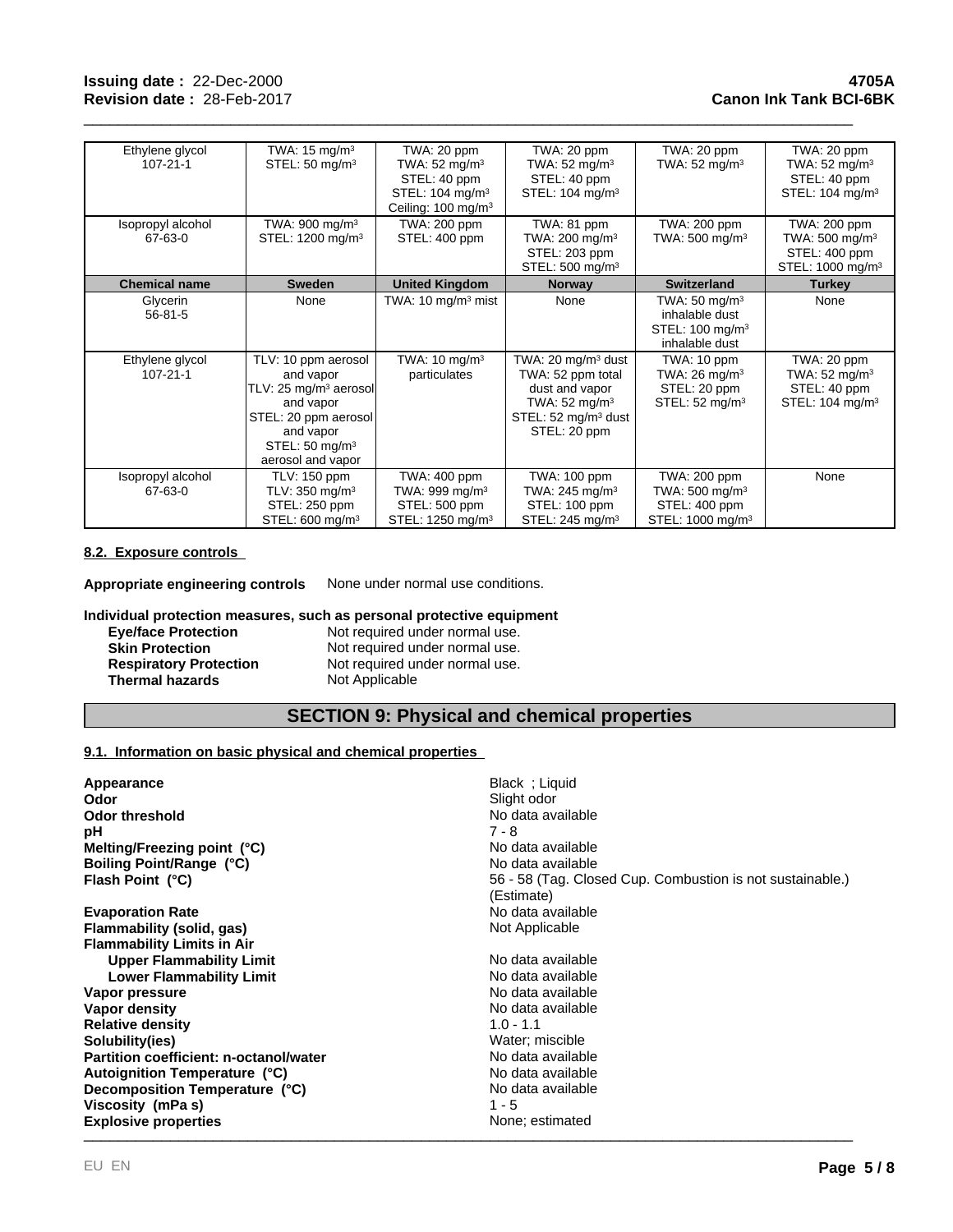| | | | | | |
|---|---|---|---|---|---|
| Ethylene glycol 107-21-1 | TWA: 15 mg/m³ STEL: 50 mg/m³ | TWA: 20 ppm TWA: 52 mg/m³ STEL: 40 ppm STEL: 104 mg/m³ Ceiling: 100 mg/m³ | TWA: 20 ppm TWA: 52 mg/m³ STEL: 40 ppm STEL: 104 mg/m³ | TWA: 20 ppm TWA: 52 mg/m³ | TWA: 20 ppm TWA: 52 mg/m³ STEL: 40 ppm STEL: 104 mg/m³ |
| Isopropyl alcohol 67-63-0 | TWA: 900 mg/m³ STEL: 1200 mg/m³ | TWA: 200 ppm STEL: 400 ppm | TWA: 81 ppm TWA: 200 mg/m³ STEL: 203 ppm STEL: 500 mg/m³ | TWA: 200 ppm TWA: 500 mg/m³ | TWA: 200 ppm TWA: 500 mg/m³ STEL: 400 ppm STEL: 1000 mg/m³ |
| **Chemical name** | **Sweden** | **United Kingdom** | **Norway** | **Switzerland** | **Turkey** |
| Glycerin 56-81-5 | None | TWA: 10 mg/m³ mist | None | TWA: 50 mg/m³ inhalable dust STEL: 100 mg/m³ inhalable dust | None |
| Ethylene glycol 107-21-1 | TLV: 10 ppm aerosol and vapor TLV: 25 mg/m³ aerosol and vapor STEL: 20 ppm aerosol and vapor STEL: 50 mg/m³ aerosol and vapor | TWA: 10 mg/m³ particulates | TWA: 20 mg/m³ dust TWA: 52 ppm total dust and vapor TWA: 52 mg/m³ STEL: 52 mg/m³ dust STEL: 20 ppm | TWA: 10 ppm TWA: 26 mg/m³ STEL: 20 ppm STEL: 52 mg/m³ | TWA: 20 ppm TWA: 52 mg/m³ STEL: 40 ppm STEL: 104 mg/m³ |
| Isopropyl alcohol 67-63-0 | TLV: 150 ppm TLV: 350 mg/m³ STEL: 250 ppm STEL: 600 mg/m³ | TWA: 400 ppm TWA: 999 mg/m³ STEL: 500 ppm STEL: 1250 mg/m³ | TWA: 100 ppm TWA: 245 mg/m³ STEL: 100 ppm STEL: 245 mg/m³ | TWA: 200 ppm TWA: 500 mg/m³ STEL: 400 ppm STEL: 1000 mg/m³ | None |

### 8.2. Exposure controls

**Appropriate engineering controls** None under normal use conditions.

**Individual protection measures, such as personal protective equipment**

| | |
|---|---|
| **Eye/face Protection** | Not required under normal use. |
| **Skin Protection** | Not required under normal use. |
| **Respiratory Protection** | Not required under normal use. |
| **Thermal hazards** | Not Applicable |

## SECTION 9: Physical and chemical properties

### 9.1. Information on basic physical and chemical properties

| | |
|---|---|
| **Appearance** | Black ; Liquid |
| **Odor** | Slight odor |
| **Odor threshold** | No data available |
| **pH** | 7 - 8 |
| **Melting/Freezing point (°C)** | No data available |
| **Boiling Point/Range (°C)** | No data available |
| **Flash Point (°C)** | 56 - 58 (Tag. Closed Cup. Combustion is not sustainable.) (Estimate) |
| **Evaporation Rate** | No data available |
| **Flammability (solid, gas)** | Not Applicable |
| **Flammability Limits in Air** | |
| **Upper Flammability Limit** | No data available |
| **Lower Flammability Limit** | No data available |
| **Vapor pressure** | No data available |
| **Vapor density** | No data available |
| **Relative density** | 1.0 - 1.1 |
| **Solubility(ies)** | Water; miscible |
| **Partition coefficient: n-octanol/water** | No data available |
| **Autoignition Temperature (°C)** | No data available |
| **Decomposition Temperature (°C)** | No data available |
| **Viscosity (mPa s)** | 1 - 5 |
| **Explosive properties** | None; estimated |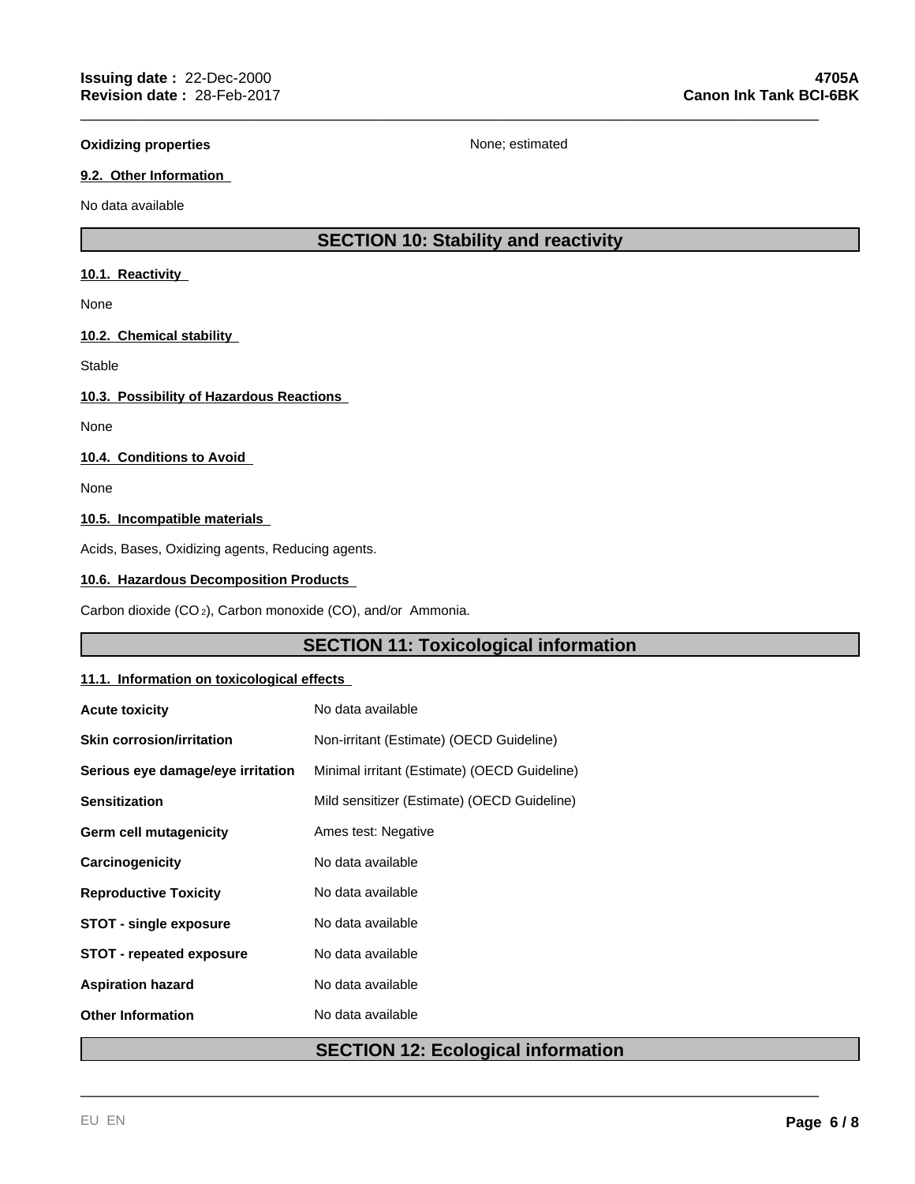| | |
|---|---|
| **Oxidizing properties** | None; estimated |

#### 9.2. Other Information

No data available

## SECTION 10: Stability and reactivity

#### 10.1. Reactivity

None

#### 10.2. Chemical stability

Stable

#### 10.3. Possibility of Hazardous Reactions

None

#### 10.4. Conditions to Avoid

None

#### 10.5. Incompatible materials

Acids, Bases, Oxidizing agents, Reducing agents.

#### 10.6. Hazardous Decomposition Products

Carbon dioxide ($CO_2$), Carbon monoxide (CO), and/or Ammonia.

## SECTION 11: Toxicological information

#### 11.1. Information on toxicological effects

| | |
|---|---|
| **Acute toxicity** | No data available |
| **Skin corrosion/irritation** | Non-irritant (Estimate) (OECD Guideline) |
| **Serious eye damage/eye irritation** | Minimal irritant (Estimate) (OECD Guideline) |
| **Sensitization** | Mild sensitizer (Estimate) (OECD Guideline) |
| **Germ cell mutagenicity** | Ames test: Negative |
| **Carcinogenicity** | No data available |
| **Reproductive Toxicity** | No data available |
| **STOT - single exposure** | No data available |
| **STOT - repeated exposure** | No data available |
| **Aspiration hazard** | No data available |
| **Other Information** | No data available |

## SECTION 12: Ecological information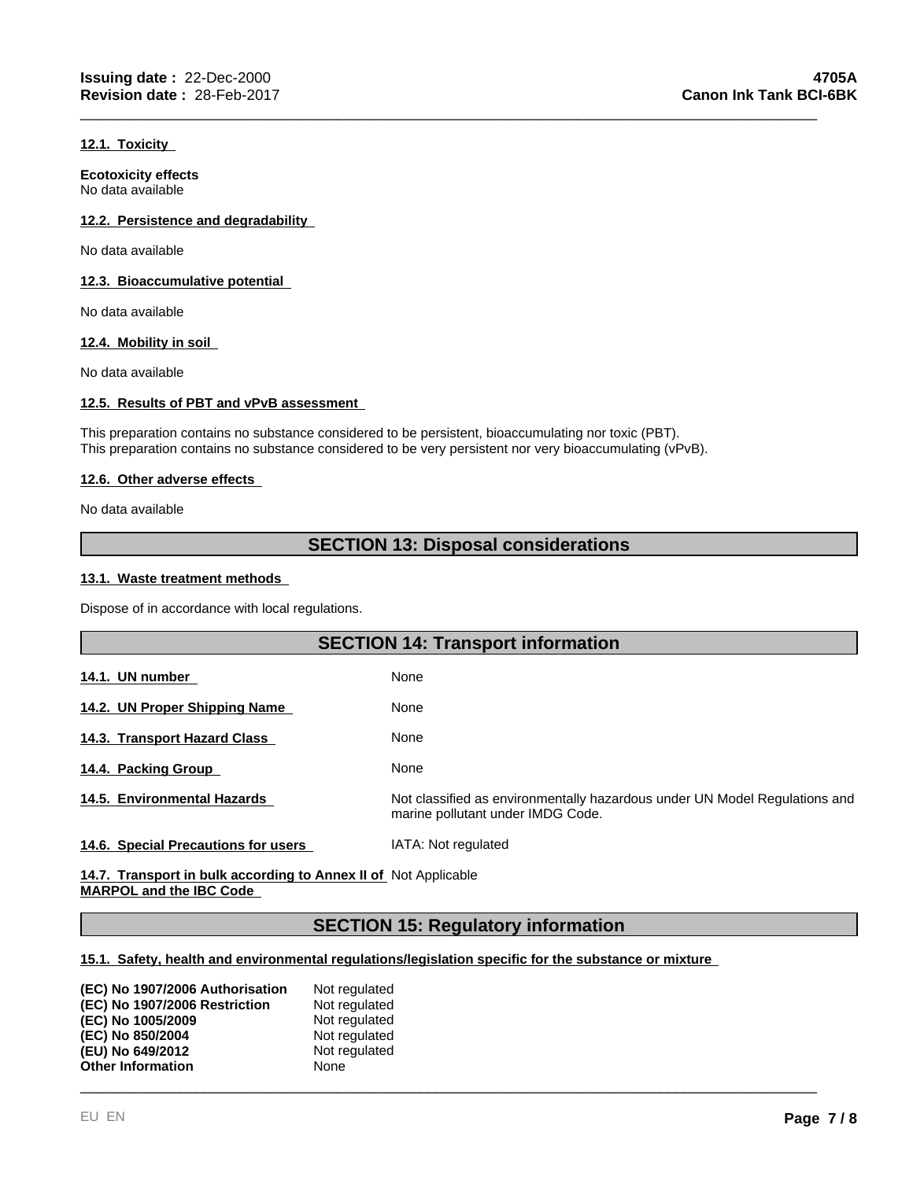#### 12.1. Toxicity

**Ecotoxicity effects**
No data available

#### 12.2. Persistence and degradability

No data available

#### 12.3. Bioaccumulative potential

No data available

#### 12.4. Mobility in soil

No data available

#### 12.5. Results of PBT and vPvB assessment

This preparation contains no substance considered to be persistent, bioaccumulating nor toxic (PBT).
This preparation contains no substance considered to be very persistent nor very bioaccumulating (vPvB).

#### 12.6. Other adverse effects

No data available

## SECTION 13: Disposal considerations

#### 13.1. Waste treatment methods

Dispose of in accordance with local regulations.

## SECTION 14: Transport information

| | |
|---|---|
| **14.1. UN number** | None |
| **14.2. UN Proper Shipping Name** | None |
| **14.3. Transport Hazard Class** | None |
| **14.4. Packing Group** | None |
| **14.5. Environmental Hazards** | Not classified as environmentally hazardous under UN Model Regulations and marine pollutant under IMDG Code. |
| **14.6. Special Precautions for users** | IATA: Not regulated |
| **14.7. Transport in bulk according to Annex II of MARPOL and the IBC Code** | Not Applicable |

## SECTION 15: Regulatory information

#### 15.1. Safety, health and environmental regulations/legislation specific for the substance or mixture

| | |
|---|---|
| **(EC) No 1907/2006 Authorisation** | Not regulated |
| **(EC) No 1907/2006 Restriction** | Not regulated |
| **(EC) No 1005/2009** | Not regulated |
| **(EC) No 850/2004** | Not regulated |
| **(EU) No 649/2012** | Not regulated |
| **Other Information** | None |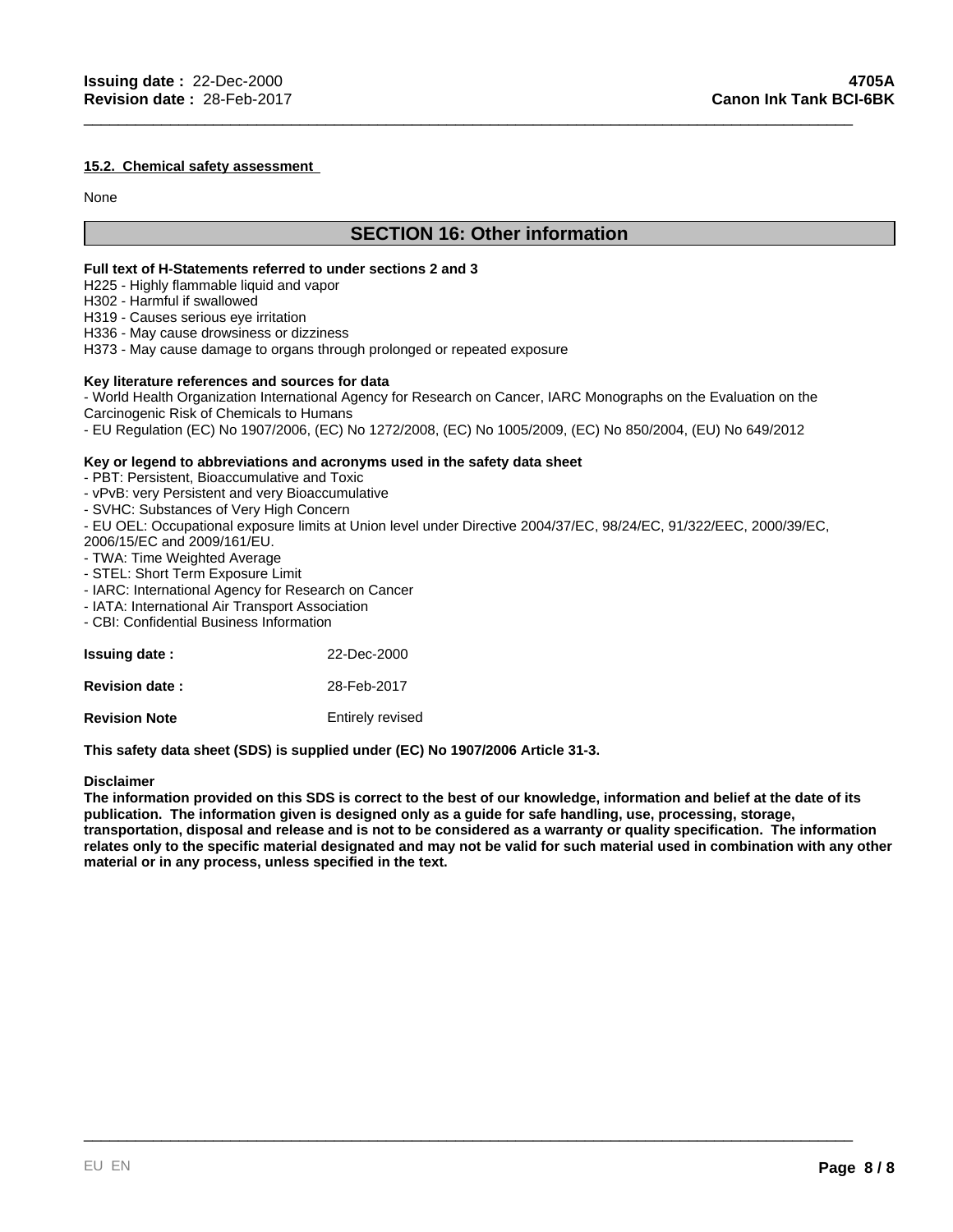#### 15.2. Chemical safety assessment

None

## SECTION 16: Other information

**Full text of H-Statements referred to under sections 2 and 3**

H225 - Highly flammable liquid and vapor
H302 - Harmful if swallowed
H319 - Causes serious eye irritation
H336 - May cause drowsiness or dizziness
H373 - May cause damage to organs through prolonged or repeated exposure

**Key literature references and sources for data**

- World Health Organization International Agency for Research on Cancer, IARC Monographs on the Evaluation on the Carcinogenic Risk of Chemicals to Humans
- EU Regulation (EC) No 1907/2006, (EC) No 1272/2008, (EC) No 1005/2009, (EC) No 850/2004, (EU) No 649/2012

**Key or legend to abbreviations and acronyms used in the safety data sheet**

- PBT: Persistent, Bioaccumulative and Toxic
- vPvB: very Persistent and very Bioaccumulative
- SVHC: Substances of Very High Concern
- EU OEL: Occupational exposure limits at Union level under Directive 2004/37/EC, 98/24/EC, 91/322/EEC, 2000/39/EC, 2006/15/EC and 2009/161/EU.
- TWA: Time Weighted Average
- STEL: Short Term Exposure Limit
- IARC: International Agency for Research on Cancer
- IATA: International Air Transport Association
- CBI: Confidential Business Information

| | |
|---|---|
| **Issuing date :** | 22-Dec-2000 |
| **Revision date :** | 28-Feb-2017 |
| **Revision Note** | Entirely revised |

**This safety data sheet (SDS) is supplied under (EC) No 1907/2006 Article 31-3.**

**Disclaimer**
**The information provided on this SDS is correct to the best of our knowledge, information and belief at the date of its publication. The information given is designed only as a guide for safe handling, use, processing, storage, transportation, disposal and release and is not to be considered as a warranty or quality specification. The information relates only to the specific material designated and may not be valid for such material used in combination with any other material or in any process, unless specified in the text.**